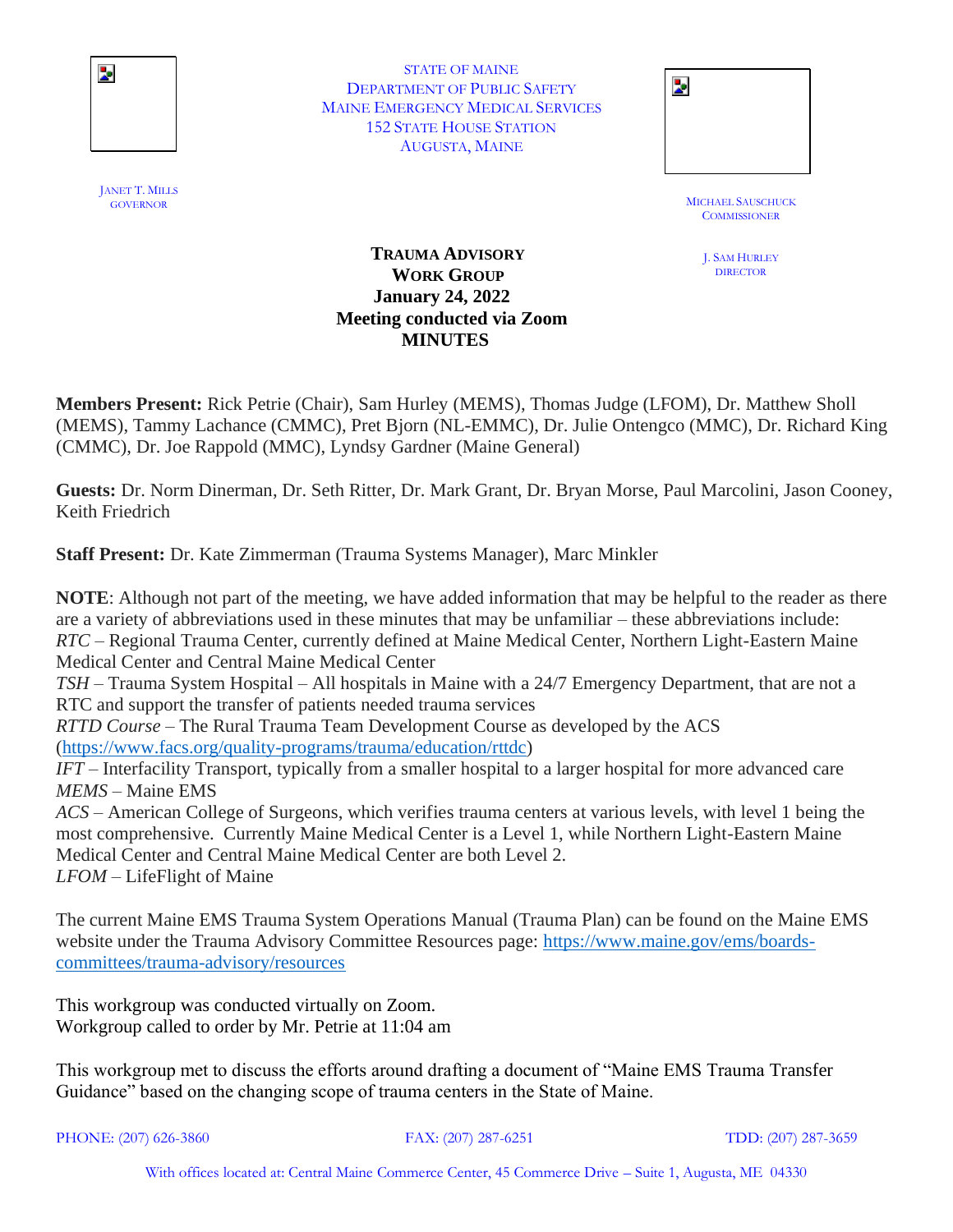STATE OF MAINE
DEPARTMENT OF PUBLIC SAFETY
MAINE EMERGENCY MEDICAL SERVICES
152 STATE HOUSE STATION
AUGUSTA, MAINE

JANET T. MILLS
GOVERNOR

MICHAEL SAUSCHUCK
COMMISSIONER

J. SAM HURLEY
DIRECTOR

**TRAUMA ADVISORY WORK GROUP**
**January 24, 2022**
**Meeting conducted via Zoom**
**MINUTES**

**Members Present:** Rick Petrie (Chair), Sam Hurley (MEMS), Thomas Judge (LFOM), Dr. Matthew Sholl (MEMS), Tammy Lachance (CMMC), Pret Bjorn (NL-EMMC), Dr. Julie Ontengco (MMC), Dr. Richard King (CMMC), Dr. Joe Rappold (MMC), Lyndsy Gardner (Maine General)

**Guests:** Dr. Norm Dinerman, Dr. Seth Ritter, Dr. Mark Grant, Dr. Bryan Morse, Paul Marcolini, Jason Cooney, Keith Friedrich

**Staff Present:** Dr. Kate Zimmerman (Trauma Systems Manager), Marc Minkler

**NOTE**: Although not part of the meeting, we have added information that may be helpful to the reader as there are a variety of abbreviations used in these minutes that may be unfamiliar – these abbreviations include:
*RTC* – Regional Trauma Center, currently defined at Maine Medical Center, Northern Light-Eastern Maine Medical Center and Central Maine Medical Center
*TSH* – Trauma System Hospital – All hospitals in Maine with a 24/7 Emergency Department, that are not a RTC and support the transfer of patients needed trauma services
*RTTD Course* – The Rural Trauma Team Development Course as developed by the ACS (https://www.facs.org/quality-programs/trauma/education/rttdc)
*IFT* – Interfacility Transport, typically from a smaller hospital to a larger hospital for more advanced care
*MEMS* – Maine EMS
*ACS* – American College of Surgeons, which verifies trauma centers at various levels, with level 1 being the most comprehensive. Currently Maine Medical Center is a Level 1, while Northern Light-Eastern Maine Medical Center and Central Maine Medical Center are both Level 2.
*LFOM* – LifeFlight of Maine

The current Maine EMS Trauma System Operations Manual (Trauma Plan) can be found on the Maine EMS website under the Trauma Advisory Committee Resources page: https://www.maine.gov/ems/boards-committees/trauma-advisory/resources

This workgroup was conducted virtually on Zoom.
Workgroup called to order by Mr. Petrie at 11:04 am

This workgroup met to discuss the efforts around drafting a document of "Maine EMS Trauma Transfer Guidance" based on the changing scope of trauma centers in the State of Maine.

PHONE: (207) 626-3860 FAX: (207) 287-6251 TDD: (207) 287-3659

With offices located at: Central Maine Commerce Center, 45 Commerce Drive – Suite 1, Augusta, ME 04330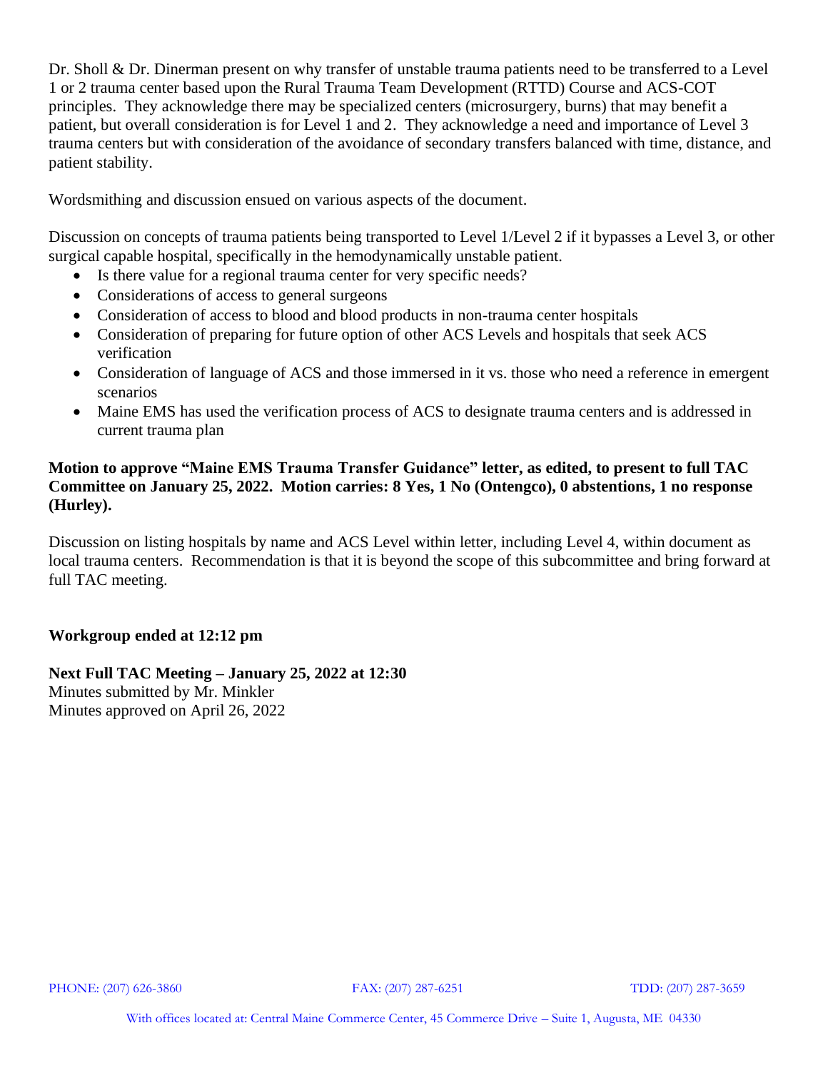Dr. Sholl & Dr. Dinerman present on why transfer of unstable trauma patients need to be transferred to a Level 1 or 2 trauma center based upon the Rural Trauma Team Development (RTTD) Course and ACS-COT principles. They acknowledge there may be specialized centers (microsurgery, burns) that may benefit a patient, but overall consideration is for Level 1 and 2. They acknowledge a need and importance of Level 3 trauma centers but with consideration of the avoidance of secondary transfers balanced with time, distance, and patient stability.

Wordsmithing and discussion ensued on various aspects of the document.

Discussion on concepts of trauma patients being transported to Level 1/Level 2 if it bypasses a Level 3, or other surgical capable hospital, specifically in the hemodynamically unstable patient.

- Is there value for a regional trauma center for very specific needs?
- Considerations of access to general surgeons
- Consideration of access to blood and blood products in non-trauma center hospitals
- Consideration of preparing for future option of other ACS Levels and hospitals that seek ACS verification
- Consideration of language of ACS and those immersed in it vs. those who need a reference in emergent scenarios
- Maine EMS has used the verification process of ACS to designate trauma centers and is addressed in current trauma plan

**Motion to approve "Maine EMS Trauma Transfer Guidance" letter, as edited, to present to full TAC Committee on January 25, 2022. Motion carries: 8 Yes, 1 No (Ontengco), 0 abstentions, 1 no response (Hurley).**

Discussion on listing hospitals by name and ACS Level within letter, including Level 4, within document as local trauma centers. Recommendation is that it is beyond the scope of this subcommittee and bring forward at full TAC meeting.

**Workgroup ended at 12:12 pm**

**Next Full TAC Meeting – January 25, 2022 at 12:30**
Minutes submitted by Mr. Minkler
Minutes approved on April 26, 2022